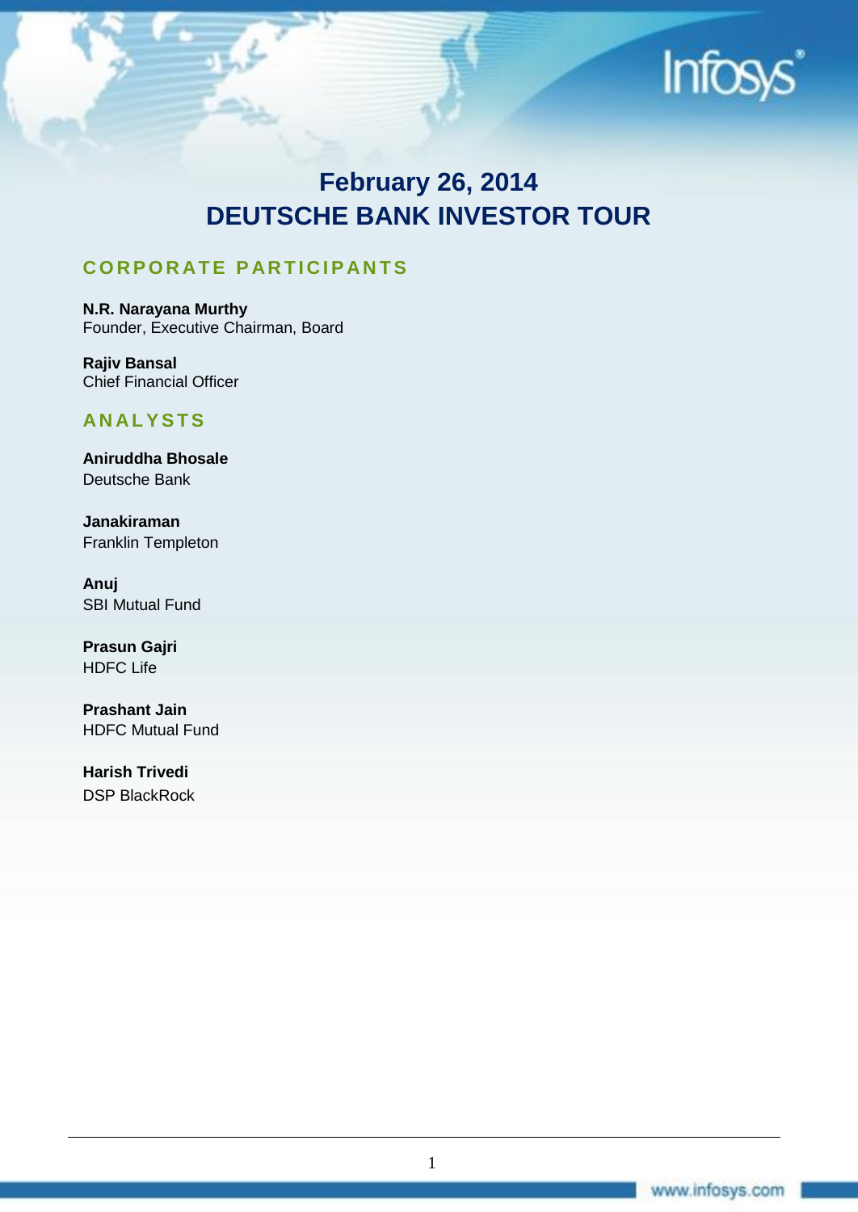# February 26, 2014
# DEUTSCHE BANK INVESTOR TOUR

## CORPORATE PARTICIPANTS

**N.R. Narayana Murthy**
Founder, Executive Chairman, Board

**Rajiv Bansal**
Chief Financial Officer

## ANALYSTS

**Aniruddha Bhosale**
Deutsche Bank

**Janakiraman**
Franklin Templeton

**Anuj**
SBI Mutual Fund

**Prasun Gajri**
HDFC Life

**Prashant Jain**
HDFC Mutual Fund

**Harish Trivedi**
DSP BlackRock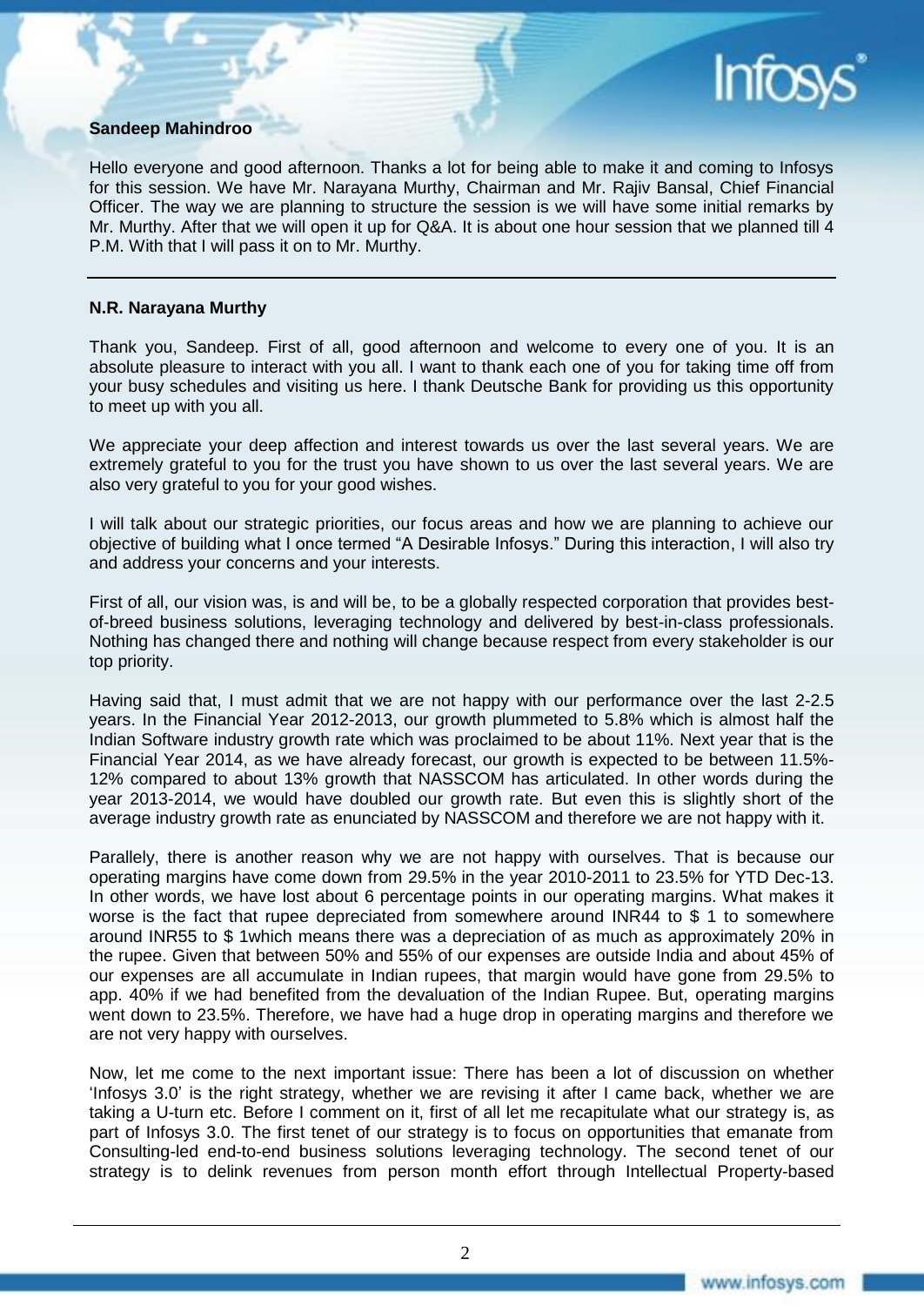**Sandeep Mahindroo**

Hello everyone and good afternoon. Thanks a lot for being able to make it and coming to Infosys for this session. We have Mr. Narayana Murthy, Chairman and Mr. Rajiv Bansal, Chief Financial Officer. The way we are planning to structure the session is we will have some initial remarks by Mr. Murthy. After that we will open it up for Q&A. It is about one hour session that we planned till 4 P.M. With that I will pass it on to Mr. Murthy.

---

**N.R. Narayana Murthy**

Thank you, Sandeep. First of all, good afternoon and welcome to every one of you. It is an absolute pleasure to interact with you all. I want to thank each one of you for taking time off from your busy schedules and visiting us here. I thank Deutsche Bank for providing us this opportunity to meet up with you all.

We appreciate your deep affection and interest towards us over the last several years. We are extremely grateful to you for the trust you have shown to us over the last several years. We are also very grateful to you for your good wishes.

I will talk about our strategic priorities, our focus areas and how we are planning to achieve our objective of building what I once termed "A Desirable Infosys." During this interaction, I will also try and address your concerns and your interests.

First of all, our vision was, is and will be, to be a globally respected corporation that provides best-of-breed business solutions, leveraging technology and delivered by best-in-class professionals. Nothing has changed there and nothing will change because respect from every stakeholder is our top priority.

Having said that, I must admit that we are not happy with our performance over the last 2-2.5 years. In the Financial Year 2012-2013, our growth plummeted to 5.8% which is almost half the Indian Software industry growth rate which was proclaimed to be about 11%. Next year that is the Financial Year 2014, as we have already forecast, our growth is expected to be between 11.5%-12% compared to about 13% growth that NASSCOM has articulated. In other words during the year 2013-2014, we would have doubled our growth rate. But even this is slightly short of the average industry growth rate as enunciated by NASSCOM and therefore we are not happy with it.

Parallely, there is another reason why we are not happy with ourselves. That is because our operating margins have come down from 29.5% in the year 2010-2011 to 23.5% for YTD Dec-13. In other words, we have lost about 6 percentage points in our operating margins. What makes it worse is the fact that rupee depreciated from somewhere around INR44 to $ 1 to somewhere around INR55 to $ 1which means there was a depreciation of as much as approximately 20% in the rupee. Given that between 50% and 55% of our expenses are outside India and about 45% of our expenses are all accumulate in Indian rupees, that margin would have gone from 29.5% to app. 40% if we had benefited from the devaluation of the Indian Rupee. But, operating margins went down to 23.5%. Therefore, we have had a huge drop in operating margins and therefore we are not very happy with ourselves.

Now, let me come to the next important issue: There has been a lot of discussion on whether 'Infosys 3.0' is the right strategy, whether we are revising it after I came back, whether we are taking a U-turn etc. Before I comment on it, first of all let me recapitulate what our strategy is, as part of Infosys 3.0. The first tenet of our strategy is to focus on opportunities that emanate from Consulting-led end-to-end business solutions leveraging technology. The second tenet of our strategy is to delink revenues from person month effort through Intellectual Property-based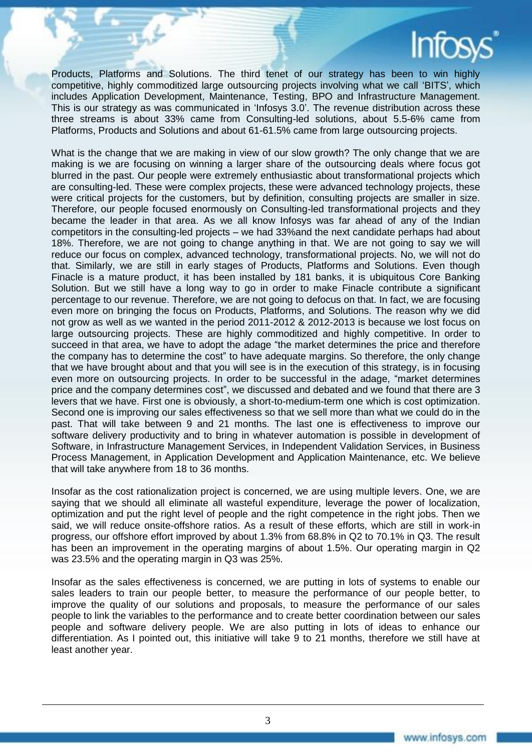Products, Platforms and Solutions. The third tenet of our strategy has been to win highly competitive, highly commoditized large outsourcing projects involving what we call 'BITS', which includes Application Development, Maintenance, Testing, BPO and Infrastructure Management. This is our strategy as was communicated in 'Infosys 3.0'. The revenue distribution across these three streams is about 33% came from Consulting-led solutions, about 5.5-6% came from Platforms, Products and Solutions and about 61-61.5% came from large outsourcing projects.

What is the change that we are making in view of our slow growth? The only change that we are making is we are focusing on winning a larger share of the outsourcing deals where focus got blurred in the past. Our people were extremely enthusiastic about transformational projects which are consulting-led. These were complex projects, these were advanced technology projects, these were critical projects for the customers, but by definition, consulting projects are smaller in size. Therefore, our people focused enormously on Consulting-led transformational projects and they became the leader in that area. As we all know Infosys was far ahead of any of the Indian competitors in the consulting-led projects – we had 33%and the next candidate perhaps had about 18%. Therefore, we are not going to change anything in that. We are not going to say we will reduce our focus on complex, advanced technology, transformational projects. No, we will not do that. Similarly, we are still in early stages of Products, Platforms and Solutions. Even though Finacle is a mature product, it has been installed by 181 banks, it is ubiquitous Core Banking Solution. But we still have a long way to go in order to make Finacle contribute a significant percentage to our revenue. Therefore, we are not going to defocus on that. In fact, we are focusing even more on bringing the focus on Products, Platforms, and Solutions. The reason why we did not grow as well as we wanted in the period 2011-2012 & 2012-2013 is because we lost focus on large outsourcing projects. These are highly commoditized and highly competitive. In order to succeed in that area, we have to adopt the adage "the market determines the price and therefore the company has to determine the cost" to have adequate margins. So therefore, the only change that we have brought about and that you will see is in the execution of this strategy, is in focusing even more on outsourcing projects. In order to be successful in the adage, "market determines price and the company determines cost", we discussed and debated and we found that there are 3 levers that we have. First one is obviously, a short-to-medium-term one which is cost optimization. Second one is improving our sales effectiveness so that we sell more than what we could do in the past. That will take between 9 and 21 months. The last one is effectiveness to improve our software delivery productivity and to bring in whatever automation is possible in development of Software, in Infrastructure Management Services, in Independent Validation Services, in Business Process Management, in Application Development and Application Maintenance, etc. We believe that will take anywhere from 18 to 36 months.

Insofar as the cost rationalization project is concerned, we are using multiple levers. One, we are saying that we should all eliminate all wasteful expenditure, leverage the power of localization, optimization and put the right level of people and the right competence in the right jobs. Then we said, we will reduce onsite-offshore ratios. As a result of these efforts, which are still in work-in progress, our offshore effort improved by about 1.3% from 68.8% in Q2 to 70.1% in Q3. The result has been an improvement in the operating margins of about 1.5%. Our operating margin in Q2 was 23.5% and the operating margin in Q3 was 25%.

Insofar as the sales effectiveness is concerned, we are putting in lots of systems to enable our sales leaders to train our people better, to measure the performance of our people better, to improve the quality of our solutions and proposals, to measure the performance of our sales people to link the variables to the performance and to create better coordination between our sales people and software delivery people. We are also putting in lots of ideas to enhance our differentiation. As I pointed out, this initiative will take 9 to 21 months, therefore we still have at least another year.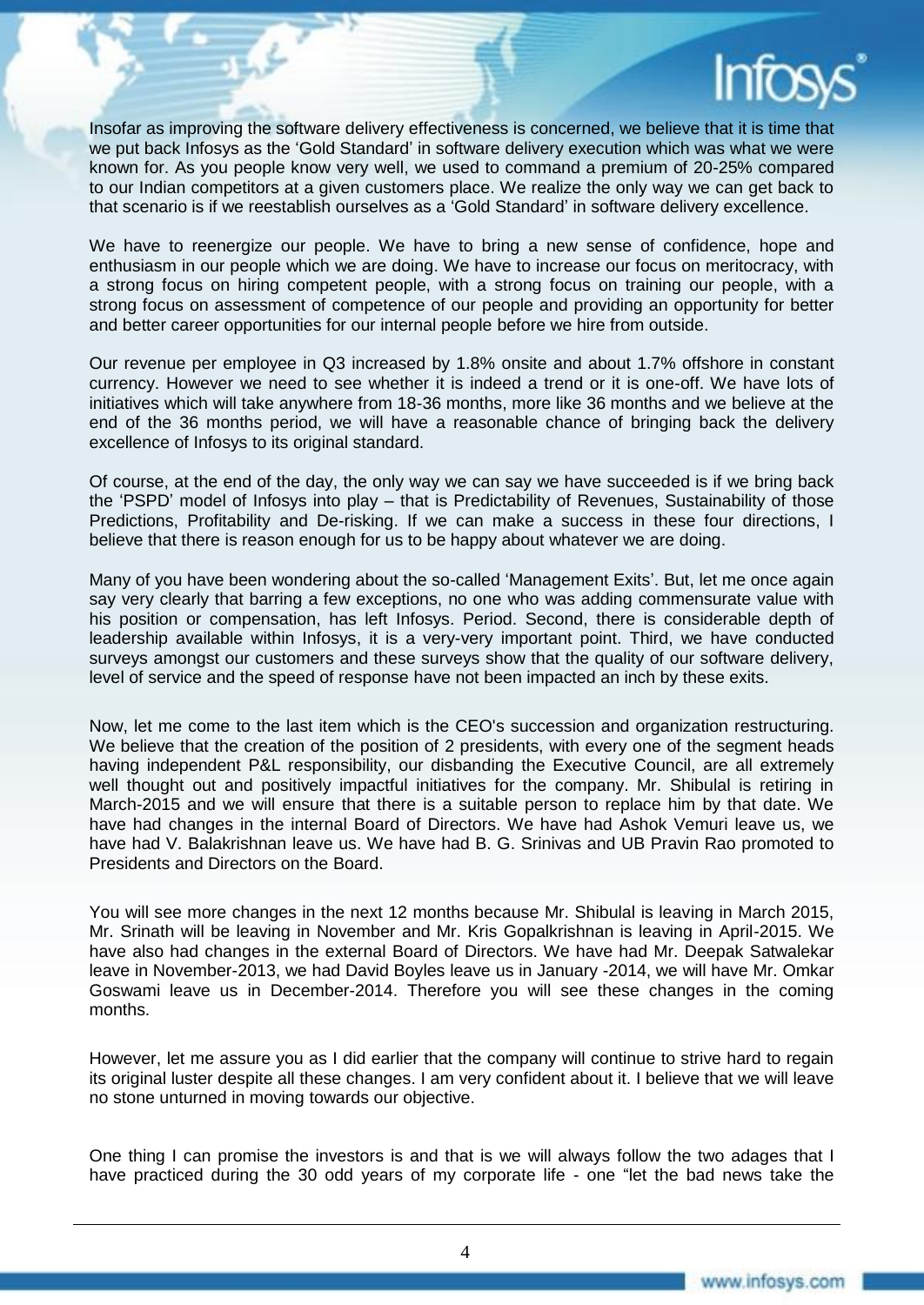Insofar as improving the software delivery effectiveness is concerned, we believe that it is time that we put back Infosys as the 'Gold Standard' in software delivery execution which was what we were known for. As you people know very well, we used to command a premium of 20-25% compared to our Indian competitors at a given customers place. We realize the only way we can get back to that scenario is if we reestablish ourselves as a 'Gold Standard' in software delivery excellence.

We have to reenergize our people. We have to bring a new sense of confidence, hope and enthusiasm in our people which we are doing. We have to increase our focus on meritocracy, with a strong focus on hiring competent people, with a strong focus on training our people, with a strong focus on assessment of competence of our people and providing an opportunity for better and better career opportunities for our internal people before we hire from outside.

Our revenue per employee in Q3 increased by 1.8% onsite and about 1.7% offshore in constant currency. However we need to see whether it is indeed a trend or it is one-off. We have lots of initiatives which will take anywhere from 18-36 months, more like 36 months and we believe at the end of the 36 months period, we will have a reasonable chance of bringing back the delivery excellence of Infosys to its original standard.

Of course, at the end of the day, the only way we can say we have succeeded is if we bring back the 'PSPD' model of Infosys into play – that is Predictability of Revenues, Sustainability of those Predictions, Profitability and De-risking. If we can make a success in these four directions, I believe that there is reason enough for us to be happy about whatever we are doing.

Many of you have been wondering about the so-called 'Management Exits'. But, let me once again say very clearly that barring a few exceptions, no one who was adding commensurate value with his position or compensation, has left Infosys. Period. Second, there is considerable depth of leadership available within Infosys, it is a very-very important point. Third, we have conducted surveys amongst our customers and these surveys show that the quality of our software delivery, level of service and the speed of response have not been impacted an inch by these exits.

Now, let me come to the last item which is the CEO's succession and organization restructuring. We believe that the creation of the position of 2 presidents, with every one of the segment heads having independent P&L responsibility, our disbanding the Executive Council, are all extremely well thought out and positively impactful initiatives for the company. Mr. Shibulal is retiring in March-2015 and we will ensure that there is a suitable person to replace him by that date. We have had changes in the internal Board of Directors. We have had Ashok Vemuri leave us, we have had V. Balakrishnan leave us. We have had B. G. Srinivas and UB Pravin Rao promoted to Presidents and Directors on the Board.

You will see more changes in the next 12 months because Mr. Shibulal is leaving in March 2015, Mr. Srinath will be leaving in November and Mr. Kris Gopalkrishnan is leaving in April-2015. We have also had changes in the external Board of Directors. We have had Mr. Deepak Satwalekar leave in November-2013, we had David Boyles leave us in January -2014, we will have Mr. Omkar Goswami leave us in December-2014. Therefore you will see these changes in the coming months.

However, let me assure you as I did earlier that the company will continue to strive hard to regain its original luster despite all these changes. I am very confident about it. I believe that we will leave no stone unturned in moving towards our objective.

One thing I can promise the investors is and that is we will always follow the two adages that I have practiced during the 30 odd years of my corporate life - one "let the bad news take the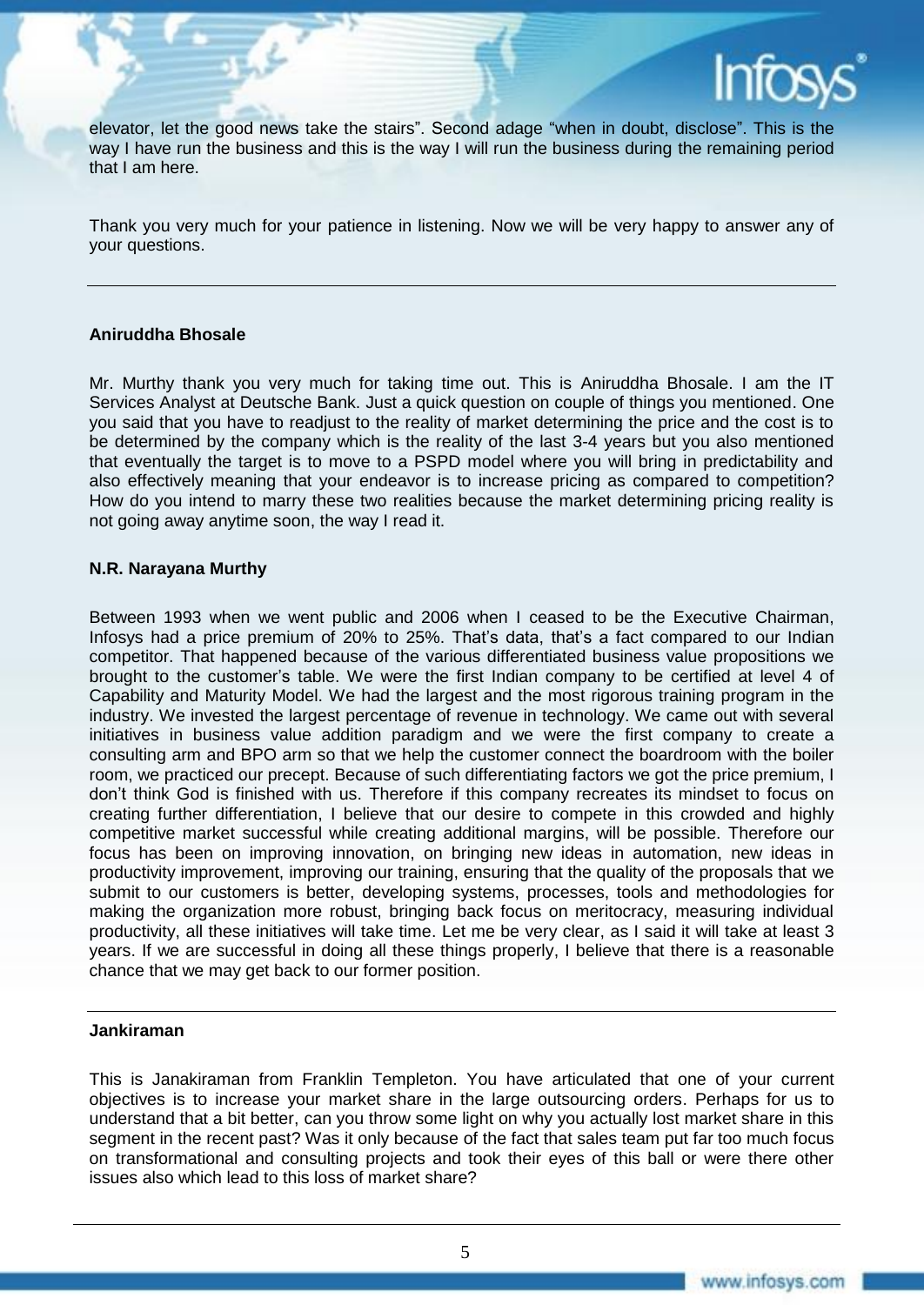elevator, let the good news take the stairs". Second adage "when in doubt, disclose". This is the way I have run the business and this is the way I will run the business during the remaining period that I am here.

Thank you very much for your patience in listening. Now we will be very happy to answer any of your questions.

---

**Aniruddha Bhosale**

Mr. Murthy thank you very much for taking time out. This is Aniruddha Bhosale. I am the IT Services Analyst at Deutsche Bank. Just a quick question on couple of things you mentioned. One you said that you have to readjust to the reality of market determining the price and the cost is to be determined by the company which is the reality of the last 3-4 years but you also mentioned that eventually the target is to move to a PSPD model where you will bring in predictability and also effectively meaning that your endeavor is to increase pricing as compared to competition? How do you intend to marry these two realities because the market determining pricing reality is not going away anytime soon, the way I read it.

**N.R. Narayana Murthy**

Between 1993 when we went public and 2006 when I ceased to be the Executive Chairman, Infosys had a price premium of 20% to 25%. That's data, that's a fact compared to our Indian competitor. That happened because of the various differentiated business value propositions we brought to the customer's table. We were the first Indian company to be certified at level 4 of Capability and Maturity Model. We had the largest and the most rigorous training program in the industry. We invested the largest percentage of revenue in technology. We came out with several initiatives in business value addition paradigm and we were the first company to create a consulting arm and BPO arm so that we help the customer connect the boardroom with the boiler room, we practiced our precept. Because of such differentiating factors we got the price premium, I don't think God is finished with us. Therefore if this company recreates its mindset to focus on creating further differentiation, I believe that our desire to compete in this crowded and highly competitive market successful while creating additional margins, will be possible. Therefore our focus has been on improving innovation, on bringing new ideas in automation, new ideas in productivity improvement, improving our training, ensuring that the quality of the proposals that we submit to our customers is better, developing systems, processes, tools and methodologies for making the organization more robust, bringing back focus on meritocracy, measuring individual productivity, all these initiatives will take time. Let me be very clear, as I said it will take at least 3 years. If we are successful in doing all these things properly, I believe that there is a reasonable chance that we may get back to our former position.

---

**Jankiraman**

This is Janakiraman from Franklin Templeton. You have articulated that one of your current objectives is to increase your market share in the large outsourcing orders. Perhaps for us to understand that a bit better, can you throw some light on why you actually lost market share in this segment in the recent past? Was it only because of the fact that sales team put far too much focus on transformational and consulting projects and took their eyes of this ball or were there other issues also which lead to this loss of market share?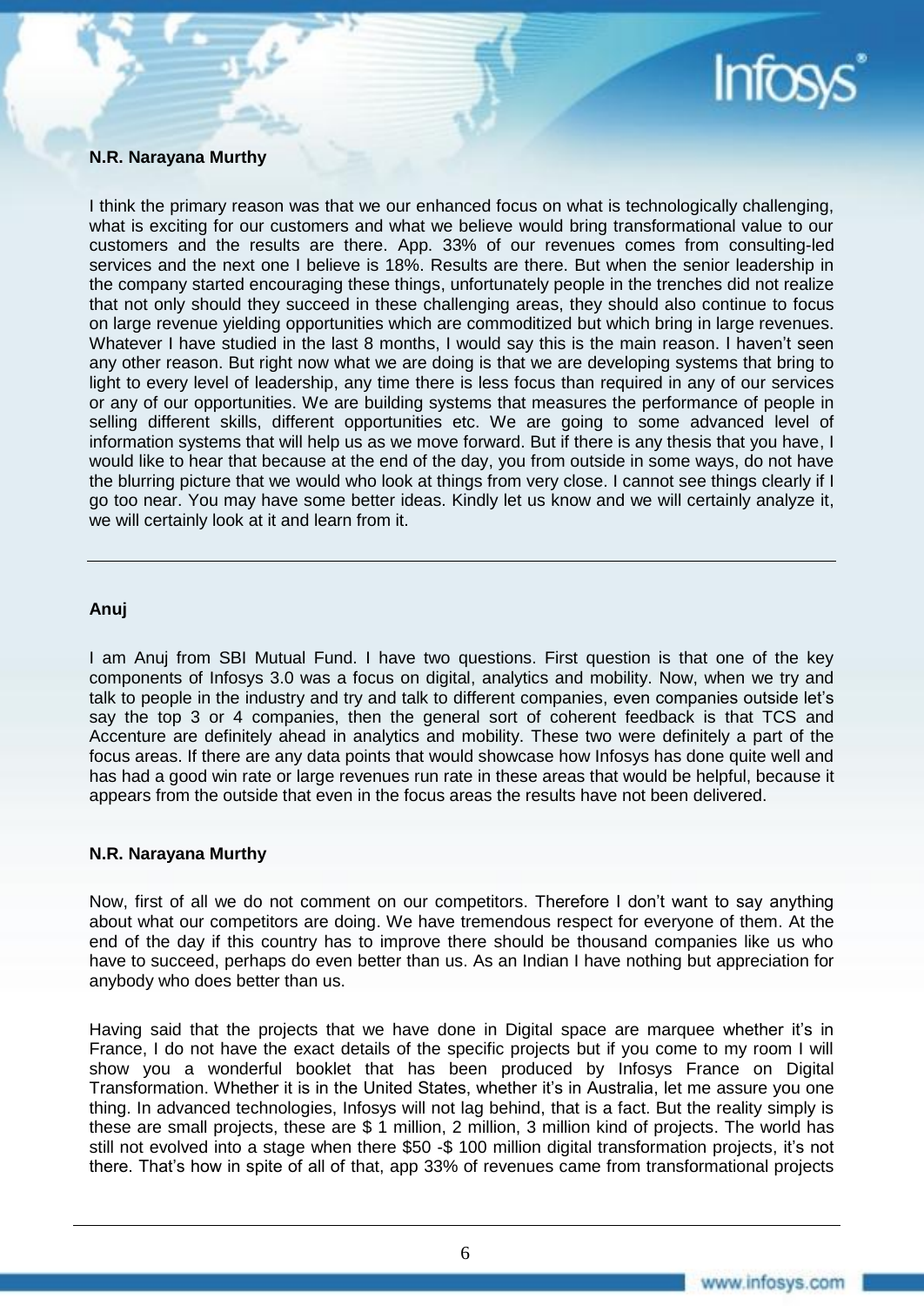**N.R. Narayana Murthy**

I think the primary reason was that we our enhanced focus on what is technologically challenging, what is exciting for our customers and what we believe would bring transformational value to our customers and the results are there. App. 33% of our revenues comes from consulting-led services and the next one I believe is 18%. Results are there. But when the senior leadership in the company started encouraging these things, unfortunately people in the trenches did not realize that not only should they succeed in these challenging areas, they should also continue to focus on large revenue yielding opportunities which are commoditized but which bring in large revenues. Whatever I have studied in the last 8 months, I would say this is the main reason. I haven't seen any other reason. But right now what we are doing is that we are developing systems that bring to light to every level of leadership, any time there is less focus than required in any of our services or any of our opportunities. We are building systems that measures the performance of people in selling different skills, different opportunities etc. We are going to some advanced level of information systems that will help us as we move forward. But if there is any thesis that you have, I would like to hear that because at the end of the day, you from outside in some ways, do not have the blurring picture that we would who look at things from very close. I cannot see things clearly if I go too near. You may have some better ideas. Kindly let us know and we will certainly analyze it, we will certainly look at it and learn from it.

---

**Anuj**

I am Anuj from SBI Mutual Fund. I have two questions. First question is that one of the key components of Infosys 3.0 was a focus on digital, analytics and mobility. Now, when we try and talk to people in the industry and try and talk to different companies, even companies outside let's say the top 3 or 4 companies, then the general sort of coherent feedback is that TCS and Accenture are definitely ahead in analytics and mobility. These two were definitely a part of the focus areas. If there are any data points that would showcase how Infosys has done quite well and has had a good win rate or large revenues run rate in these areas that would be helpful, because it appears from the outside that even in the focus areas the results have not been delivered.

**N.R. Narayana Murthy**

Now, first of all we do not comment on our competitors. Therefore I don't want to say anything about what our competitors are doing. We have tremendous respect for everyone of them. At the end of the day if this country has to improve there should be thousand companies like us who have to succeed, perhaps do even better than us. As an Indian I have nothing but appreciation for anybody who does better than us.

Having said that the projects that we have done in Digital space are marquee whether it's in France, I do not have the exact details of the specific projects but if you come to my room I will show you a wonderful booklet that has been produced by Infosys France on Digital Transformation. Whether it is in the United States, whether it's in Australia, let me assure you one thing. In advanced technologies, Infosys will not lag behind, that is a fact. But the reality simply is these are small projects, these are $ 1 million, 2 million, 3 million kind of projects. The world has still not evolved into a stage when there $50 -$ 100 million digital transformation projects, it's not there. That's how in spite of all of that, app 33% of revenues came from transformational projects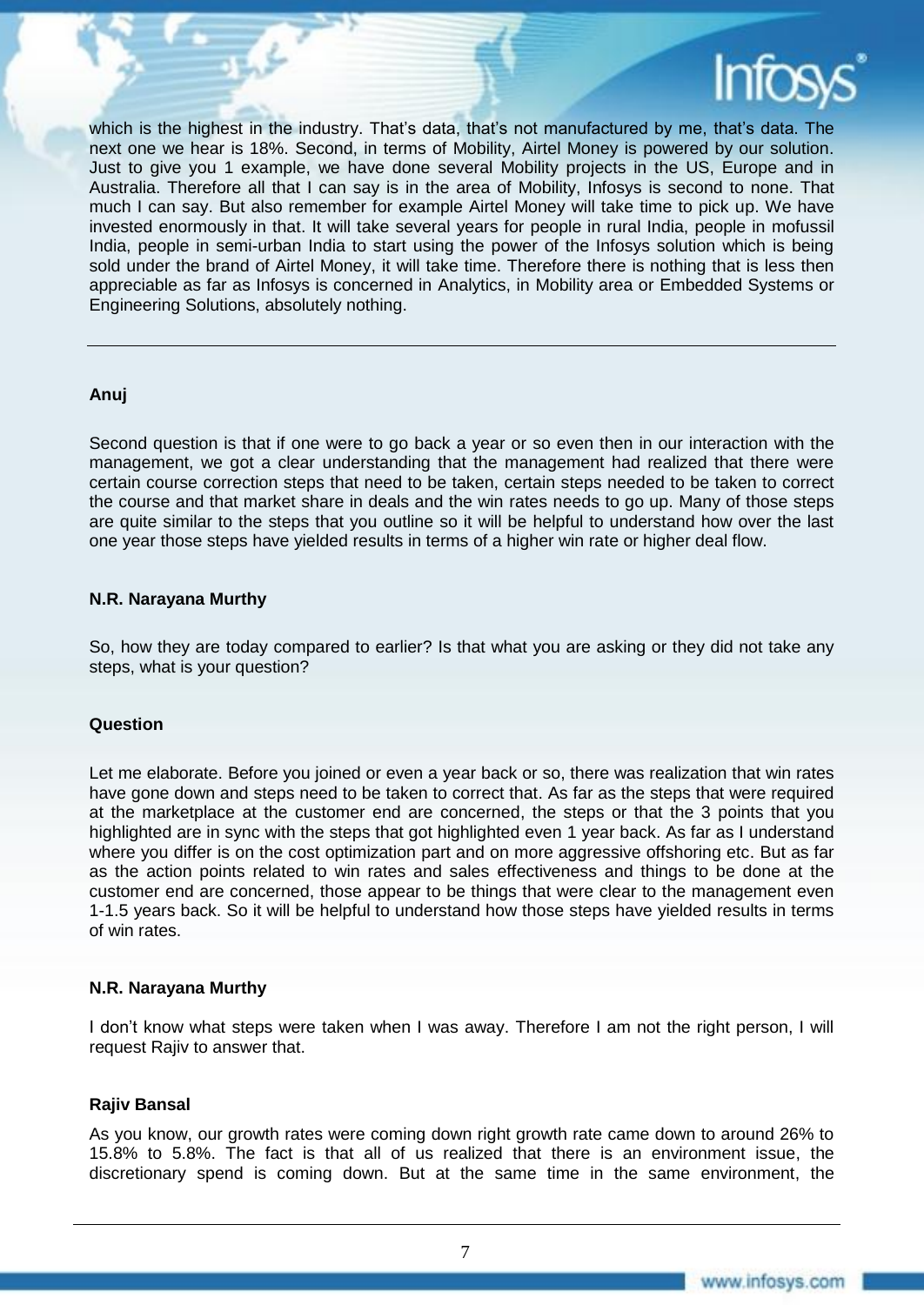which is the highest in the industry. That's data, that's not manufactured by me, that's data. The next one we hear is 18%. Second, in terms of Mobility, Airtel Money is powered by our solution. Just to give you 1 example, we have done several Mobility projects in the US, Europe and in Australia. Therefore all that I can say is in the area of Mobility, Infosys is second to none. That much I can say. But also remember for example Airtel Money will take time to pick up. We have invested enormously in that. It will take several years for people in rural India, people in mofussil India, people in semi-urban India to start using the power of the Infosys solution which is being sold under the brand of Airtel Money, it will take time. Therefore there is nothing that is less then appreciable as far as Infosys is concerned in Analytics, in Mobility area or Embedded Systems or Engineering Solutions, absolutely nothing.

---

**Anuj**

Second question is that if one were to go back a year or so even then in our interaction with the management, we got a clear understanding that the management had realized that there were certain course correction steps that need to be taken, certain steps needed to be taken to correct the course and that market share in deals and the win rates needs to go up. Many of those steps are quite similar to the steps that you outline so it will be helpful to understand how over the last one year those steps have yielded results in terms of a higher win rate or higher deal flow.

**N.R. Narayana Murthy**

So, how they are today compared to earlier? Is that what you are asking or they did not take any steps, what is your question?

**Question**

Let me elaborate. Before you joined or even a year back or so, there was realization that win rates have gone down and steps need to be taken to correct that. As far as the steps that were required at the marketplace at the customer end are concerned, the steps or that the 3 points that you highlighted are in sync with the steps that got highlighted even 1 year back. As far as I understand where you differ is on the cost optimization part and on more aggressive offshoring etc. But as far as the action points related to win rates and sales effectiveness and things to be done at the customer end are concerned, those appear to be things that were clear to the management even 1-1.5 years back. So it will be helpful to understand how those steps have yielded results in terms of win rates.

**N.R. Narayana Murthy**

I don't know what steps were taken when I was away. Therefore I am not the right person, I will request Rajiv to answer that.

**Rajiv Bansal**

As you know, our growth rates were coming down right growth rate came down to around 26% to 15.8% to 5.8%. The fact is that all of us realized that there is an environment issue, the discretionary spend is coming down. But at the same time in the same environment, the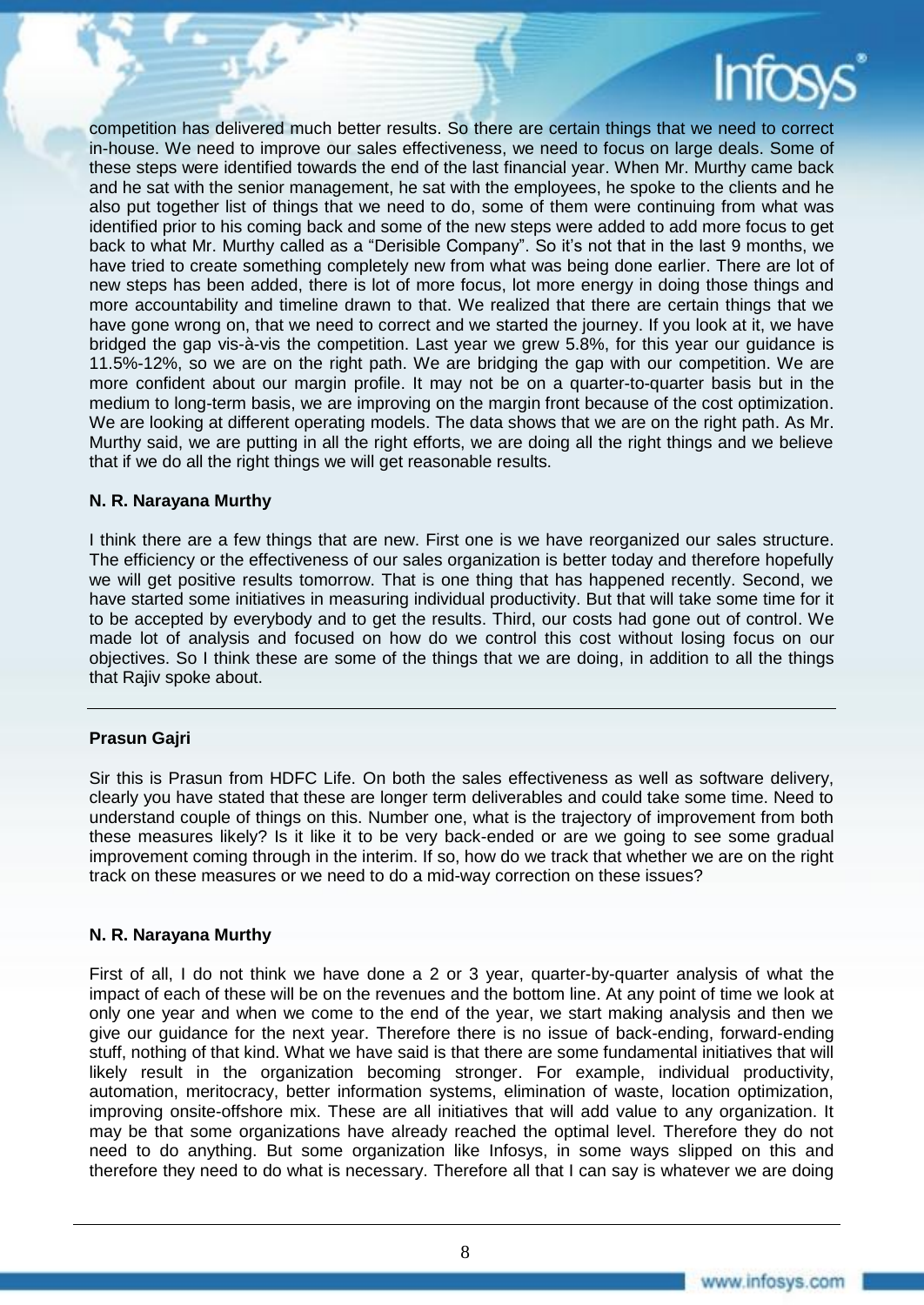competition has delivered much better results. So there are certain things that we need to correct in-house. We need to improve our sales effectiveness, we need to focus on large deals. Some of these steps were identified towards the end of the last financial year. When Mr. Murthy came back and he sat with the senior management, he sat with the employees, he spoke to the clients and he also put together list of things that we need to do, some of them were continuing from what was identified prior to his coming back and some of the new steps were added to add more focus to get back to what Mr. Murthy called as a "Derisible Company". So it's not that in the last 9 months, we have tried to create something completely new from what was being done earlier. There are lot of new steps has been added, there is lot of more focus, lot more energy in doing those things and more accountability and timeline drawn to that. We realized that there are certain things that we have gone wrong on, that we need to correct and we started the journey. If you look at it, we have bridged the gap vis-à-vis the competition. Last year we grew 5.8%, for this year our guidance is 11.5%-12%, so we are on the right path. We are bridging the gap with our competition. We are more confident about our margin profile. It may not be on a quarter-to-quarter basis but in the medium to long-term basis, we are improving on the margin front because of the cost optimization. We are looking at different operating models. The data shows that we are on the right path. As Mr. Murthy said, we are putting in all the right efforts, we are doing all the right things and we believe that if we do all the right things we will get reasonable results.

**N. R. Narayana Murthy**

I think there are a few things that are new. First one is we have reorganized our sales structure. The efficiency or the effectiveness of our sales organization is better today and therefore hopefully we will get positive results tomorrow. That is one thing that has happened recently. Second, we have started some initiatives in measuring individual productivity. But that will take some time for it to be accepted by everybody and to get the results. Third, our costs had gone out of control. We made lot of analysis and focused on how do we control this cost without losing focus on our objectives. So I think these are some of the things that we are doing, in addition to all the things that Rajiv spoke about.

---

**Prasun Gajri**

Sir this is Prasun from HDFC Life. On both the sales effectiveness as well as software delivery, clearly you have stated that these are longer term deliverables and could take some time. Need to understand couple of things on this. Number one, what is the trajectory of improvement from both these measures likely? Is it like it to be very back-ended or are we going to see some gradual improvement coming through in the interim. If so, how do we track that whether we are on the right track on these measures or we need to do a mid-way correction on these issues?

**N. R. Narayana Murthy**

First of all, I do not think we have done a 2 or 3 year, quarter-by-quarter analysis of what the impact of each of these will be on the revenues and the bottom line. At any point of time we look at only one year and when we come to the end of the year, we start making analysis and then we give our guidance for the next year. Therefore there is no issue of back-ending, forward-ending stuff, nothing of that kind. What we have said is that there are some fundamental initiatives that will likely result in the organization becoming stronger. For example, individual productivity, automation, meritocracy, better information systems, elimination of waste, location optimization, improving onsite-offshore mix. These are all initiatives that will add value to any organization. It may be that some organizations have already reached the optimal level. Therefore they do not need to do anything. But some organization like Infosys, in some ways slipped on this and therefore they need to do what is necessary. Therefore all that I can say is whatever we are doing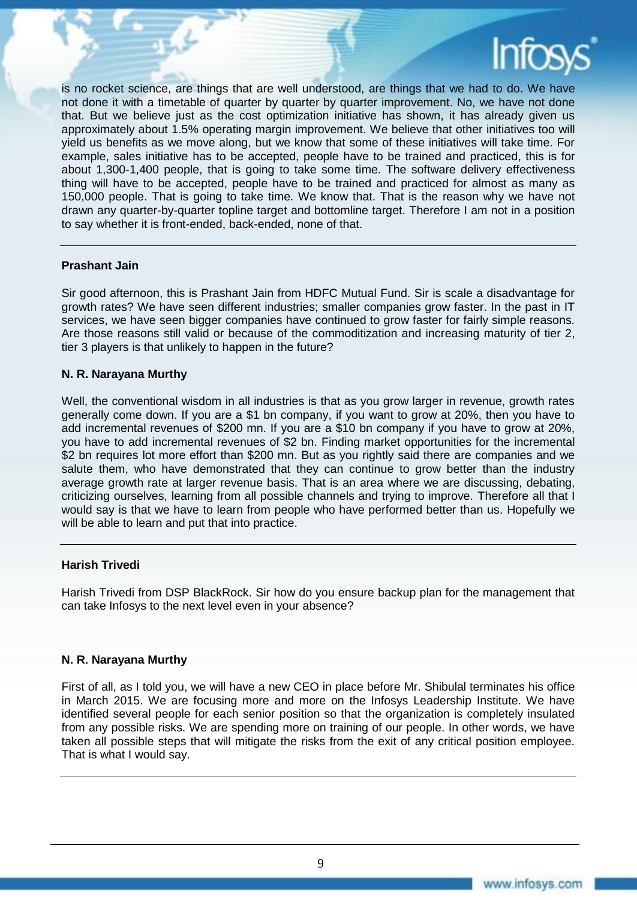is no rocket science, are things that are well understood, are things that we had to do. We have not done it with a timetable of quarter by quarter by quarter improvement. No, we have not done that. But we believe just as the cost optimization initiative has shown, it has already given us approximately about 1.5% operating margin improvement. We believe that other initiatives too will yield us benefits as we move along, but we know that some of these initiatives will take time. For example, sales initiative has to be accepted, people have to be trained and practiced, this is for about 1,300-1,400 people, that is going to take some time. The software delivery effectiveness thing will have to be accepted, people have to be trained and practiced for almost as many as 150,000 people. That is going to take time. We know that. That is the reason why we have not drawn any quarter-by-quarter topline target and bottomline target. Therefore I am not in a position to say whether it is front-ended, back-ended, none of that.

---

**Prashant Jain**

Sir good afternoon, this is Prashant Jain from HDFC Mutual Fund. Sir is scale a disadvantage for growth rates? We have seen different industries; smaller companies grow faster. In the past in IT services, we have seen bigger companies have continued to grow faster for fairly simple reasons. Are those reasons still valid or because of the commoditization and increasing maturity of tier 2, tier 3 players is that unlikely to happen in the future?

**N. R. Narayana Murthy**

Well, the conventional wisdom in all industries is that as you grow larger in revenue, growth rates generally come down. If you are a $1 bn company, if you want to grow at 20%, then you have to add incremental revenues of $200 mn. If you are a $10 bn company if you have to grow at 20%, you have to add incremental revenues of $2 bn. Finding market opportunities for the incremental $2 bn requires lot more effort than $200 mn. But as you rightly said there are companies and we salute them, who have demonstrated that they can continue to grow better than the industry average growth rate at larger revenue basis. That is an area where we are discussing, debating, criticizing ourselves, learning from all possible channels and trying to improve. Therefore all that I would say is that we have to learn from people who have performed better than us. Hopefully we will be able to learn and put that into practice.

---

**Harish Trivedi**

Harish Trivedi from DSP BlackRock. Sir how do you ensure backup plan for the management that can take Infosys to the next level even in your absence?

**N. R. Narayana Murthy**

First of all, as I told you, we will have a new CEO in place before Mr. Shibulal terminates his office in March 2015. We are focusing more and more on the Infosys Leadership Institute. We have identified several people for each senior position so that the organization is completely insulated from any possible risks. We are spending more on training of our people. In other words, we have taken all possible steps that will mitigate the risks from the exit of any critical position employee. That is what I would say.

---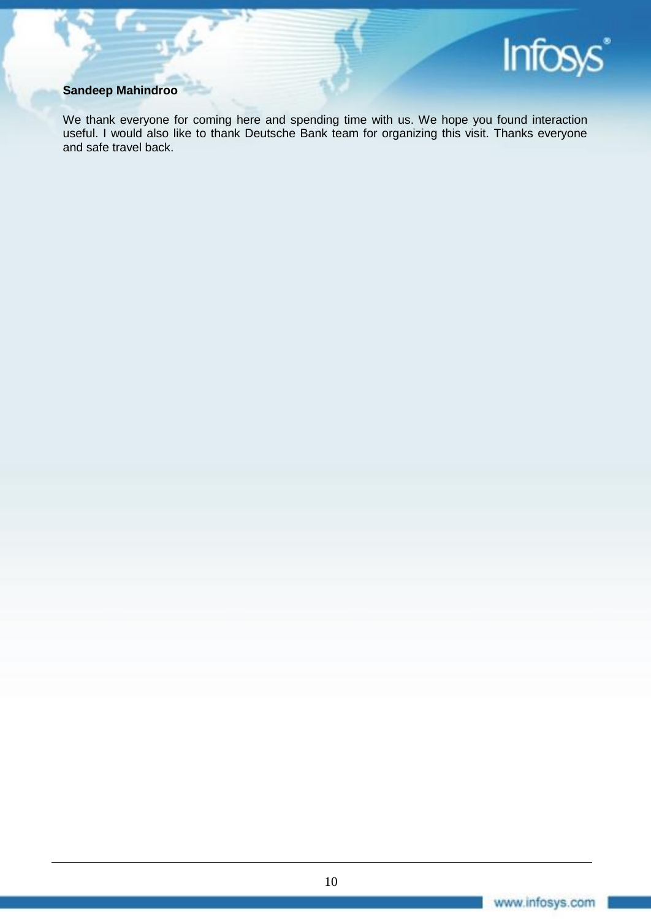**Sandeep Mahindroo**

We thank everyone for coming here and spending time with us. We hope you found interaction useful. I would also like to thank Deutsche Bank team for organizing this visit. Thanks everyone and safe travel back.